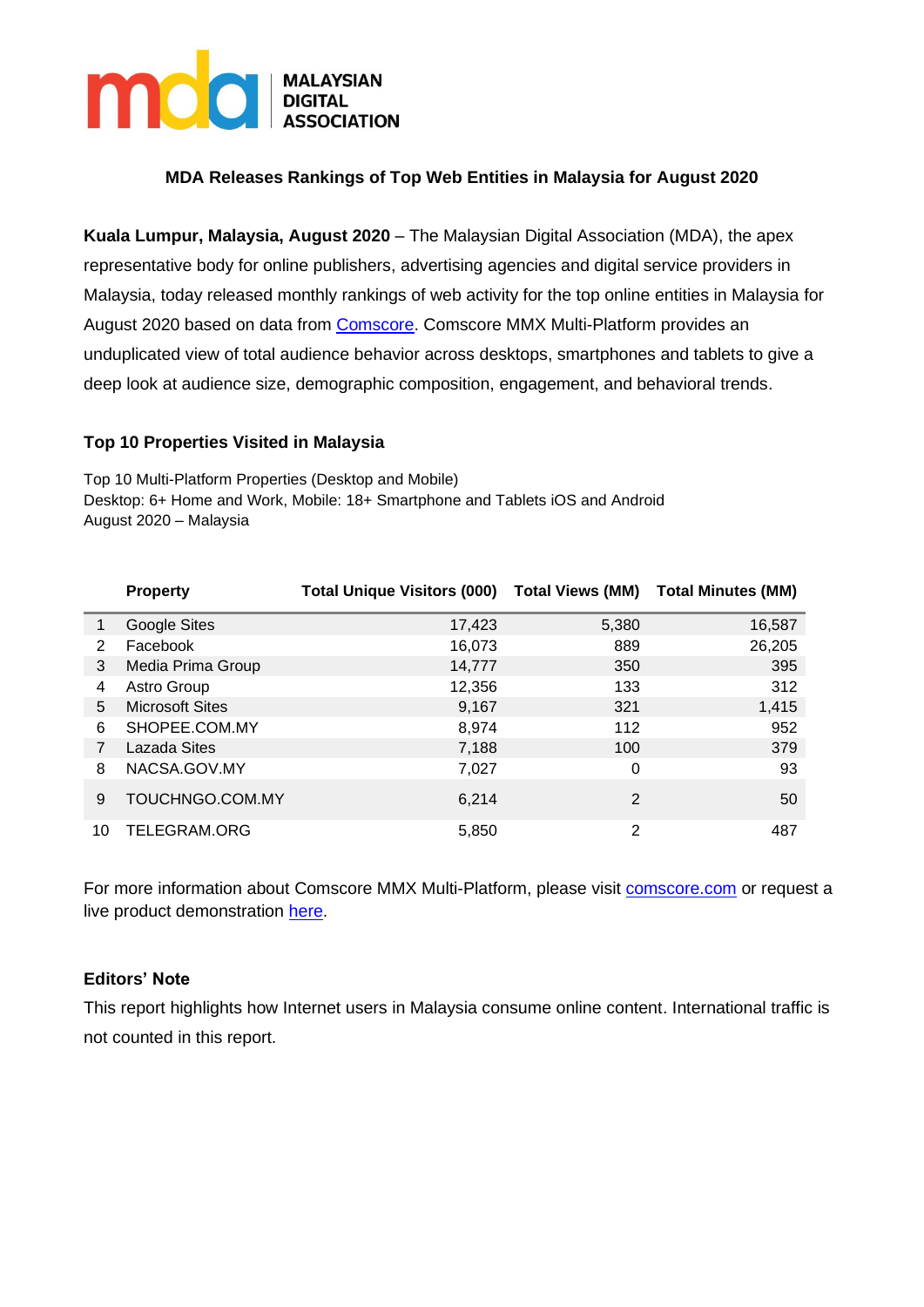MALAYSIAN DIGITAL ASSOCIATION

**MDA Releases Rankings of Top Web Entities in Malaysia for August 2020**

**Kuala Lumpur, Malaysia, August 2020** – The Malaysian Digital Association (MDA), the apex representative body for online publishers, advertising agencies and digital service providers in Malaysia, today released monthly rankings of web activity for the top online entities in Malaysia for August 2020 based on data from Comscore. Comscore MMX Multi-Platform provides an unduplicated view of total audience behavior across desktops, smartphones and tablets to give a deep look at audience size, demographic composition, engagement, and behavioral trends.

### Top 10 Properties Visited in Malaysia

Top 10 Multi-Platform Properties (Desktop and Mobile)
Desktop: 6+ Home and Work, Mobile: 18+ Smartphone and Tablets iOS and Android
August 2020 – Malaysia

| | Property | Total Unique Visitors (000) | Total Views (MM) | Total Minutes (MM) |
|---|---|---|---|---|
| 1 | Google Sites | 17,423 | 5,380 | 16,587 |
| 2 | Facebook | 16,073 | 889 | 26,205 |
| 3 | Media Prima Group | 14,777 | 350 | 395 |
| 4 | Astro Group | 12,356 | 133 | 312 |
| 5 | Microsoft Sites | 9,167 | 321 | 1,415 |
| 6 | SHOPEE.COM.MY | 8,974 | 112 | 952 |
| 7 | Lazada Sites | 7,188 | 100 | 379 |
| 8 | NACSA.GOV.MY | 7,027 | 0 | 93 |
| 9 | TOUCHNGO.COM.MY | 6,214 | 2 | 50 |
| 10 | TELEGRAM.ORG | 5,850 | 2 | 487 |

For more information about Comscore MMX Multi-Platform, please visit comscore.com or request a live product demonstration here.

### Editors' Note

This report highlights how Internet users in Malaysia consume online content. International traffic is not counted in this report.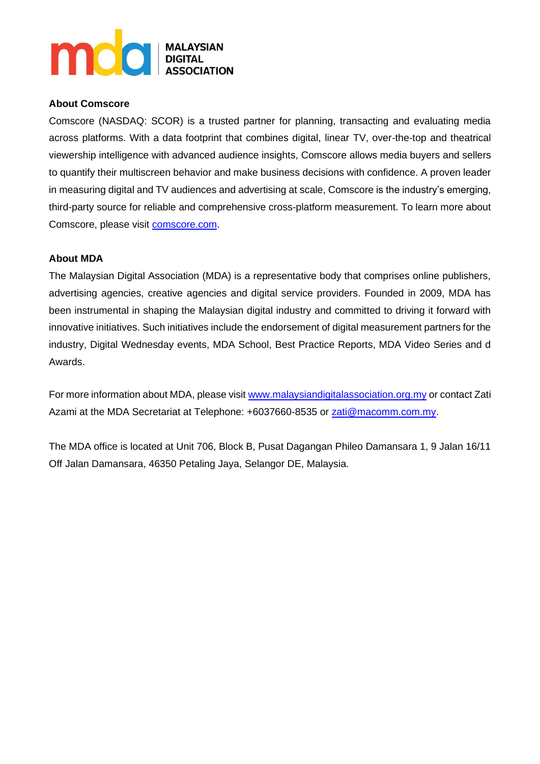**About Comscore**

Comscore (NASDAQ: SCOR) is a trusted partner for planning, transacting and evaluating media across platforms. With a data footprint that combines digital, linear TV, over-the-top and theatrical viewership intelligence with advanced audience insights, Comscore allows media buyers and sellers to quantify their multiscreen behavior and make business decisions with confidence. A proven leader in measuring digital and TV audiences and advertising at scale, Comscore is the industry's emerging, third-party source for reliable and comprehensive cross-platform measurement. To learn more about Comscore, please visit comscore.com.

**About MDA**

The Malaysian Digital Association (MDA) is a representative body that comprises online publishers, advertising agencies, creative agencies and digital service providers. Founded in 2009, MDA has been instrumental in shaping the Malaysian digital industry and committed to driving it forward with innovative initiatives. Such initiatives include the endorsement of digital measurement partners for the industry, Digital Wednesday events, MDA School, Best Practice Reports, MDA Video Series and d Awards.

For more information about MDA, please visit www.malaysiandigitalassociation.org.my or contact Zati Azami at the MDA Secretariat at Telephone: +6037660-8535 or zati@macomm.com.my.

The MDA office is located at Unit 706, Block B, Pusat Dagangan Phileo Damansara 1, 9 Jalan 16/11 Off Jalan Damansara, 46350 Petaling Jaya, Selangor DE, Malaysia.